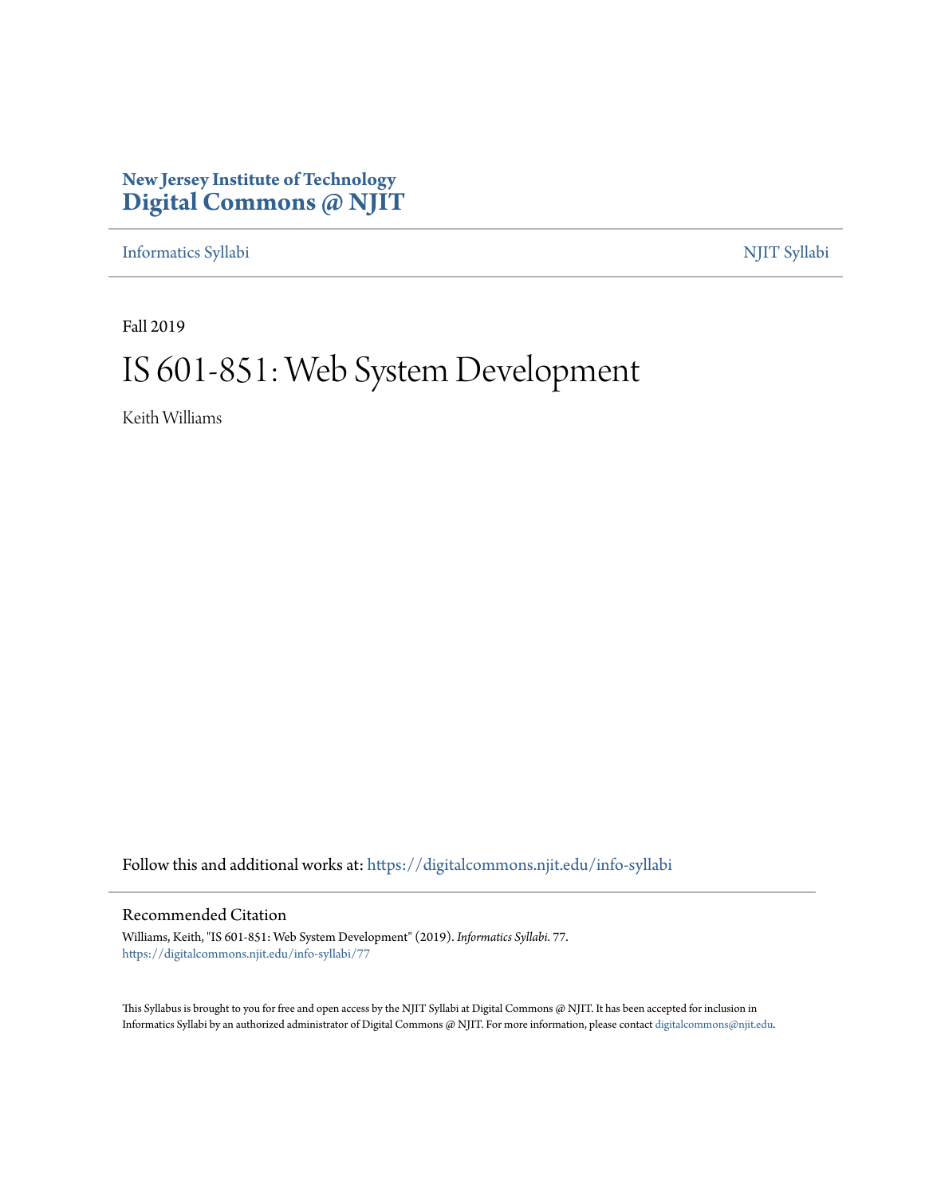**New Jersey Institute of Technology**
# Digital Commons @ NJIT

Informatics Syllabi | NJIT Syllabi

Fall 2019

# IS 601-851: Web System Development

Keith Williams

Follow this and additional works at: https://digitalcommons.njit.edu/info-syllabi

## Recommended Citation

Williams, Keith, "IS 601-851: Web System Development" (2019). *Informatics Syllabi*. 77.
https://digitalcommons.njit.edu/info-syllabi/77

This Syllabus is brought to you for free and open access by the NJIT Syllabi at Digital Commons @ NJIT. It has been accepted for inclusion in Informatics Syllabi by an authorized administrator of Digital Commons @ NJIT. For more information, please contact digitalcommons@njit.edu.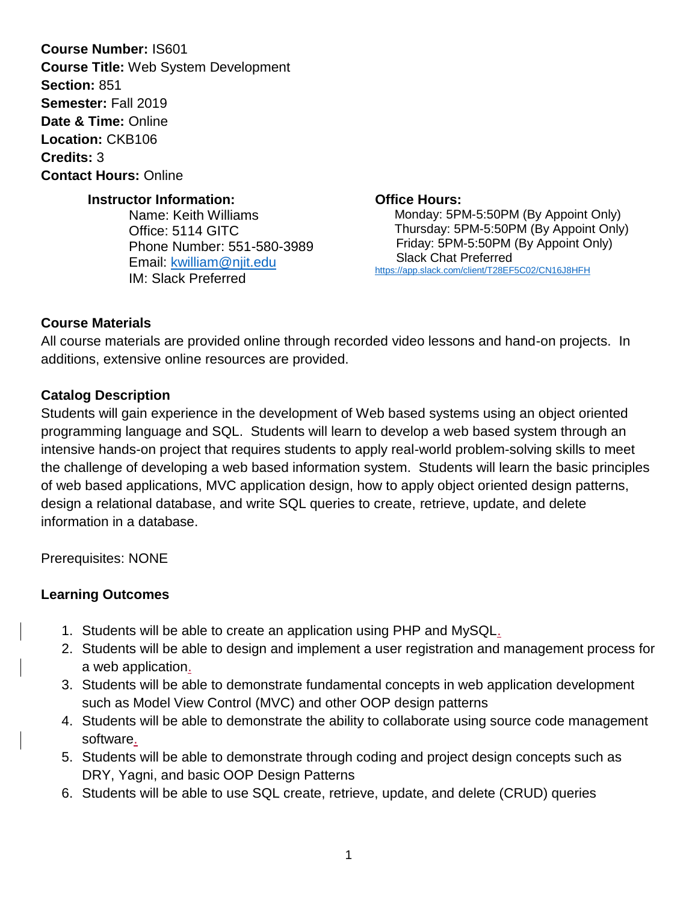**Course Number:** IS601
**Course Title:** Web System Development
**Section:** 851
**Semester:** Fall 2019
**Date & Time:** Online
**Location:** CKB106
**Credits:** 3
**Contact Hours:** Online

**Instructor Information:**
Name: Keith Williams
Office: 5114 GITC
Phone Number: 551-580-3989
Email: kwilliam@njit.edu
IM: Slack Preferred

**Office Hours:**
Monday: 5PM-5:50PM (By Appoint Only)
Thursday: 5PM-5:50PM (By Appoint Only)
Friday: 5PM-5:50PM (By Appoint Only)
Slack Chat Preferred
https://app.slack.com/client/T28EF5C02/CN16J8HFH

### Course Materials

All course materials are provided online through recorded video lessons and hand-on projects. In additions, extensive online resources are provided.

### Catalog Description

Students will gain experience in the development of Web based systems using an object oriented programming language and SQL. Students will learn to develop a web based system through an intensive hands-on project that requires students to apply real-world problem-solving skills to meet the challenge of developing a web based information system. Students will learn the basic principles of web based applications, MVC application design, how to apply object oriented design patterns, design a relational database, and write SQL queries to create, retrieve, update, and delete information in a database.

Prerequisites: NONE

### Learning Outcomes

1. Students will be able to create an application using PHP and MySQL.
2. Students will be able to design and implement a user registration and management process for a web application.
3. Students will be able to demonstrate fundamental concepts in web application development such as Model View Control (MVC) and other OOP design patterns
4. Students will be able to demonstrate the ability to collaborate using source code management software.
5. Students will be able to demonstrate through coding and project design concepts such as DRY, Yagni, and basic OOP Design Patterns
6. Students will be able to use SQL create, retrieve, update, and delete (CRUD) queries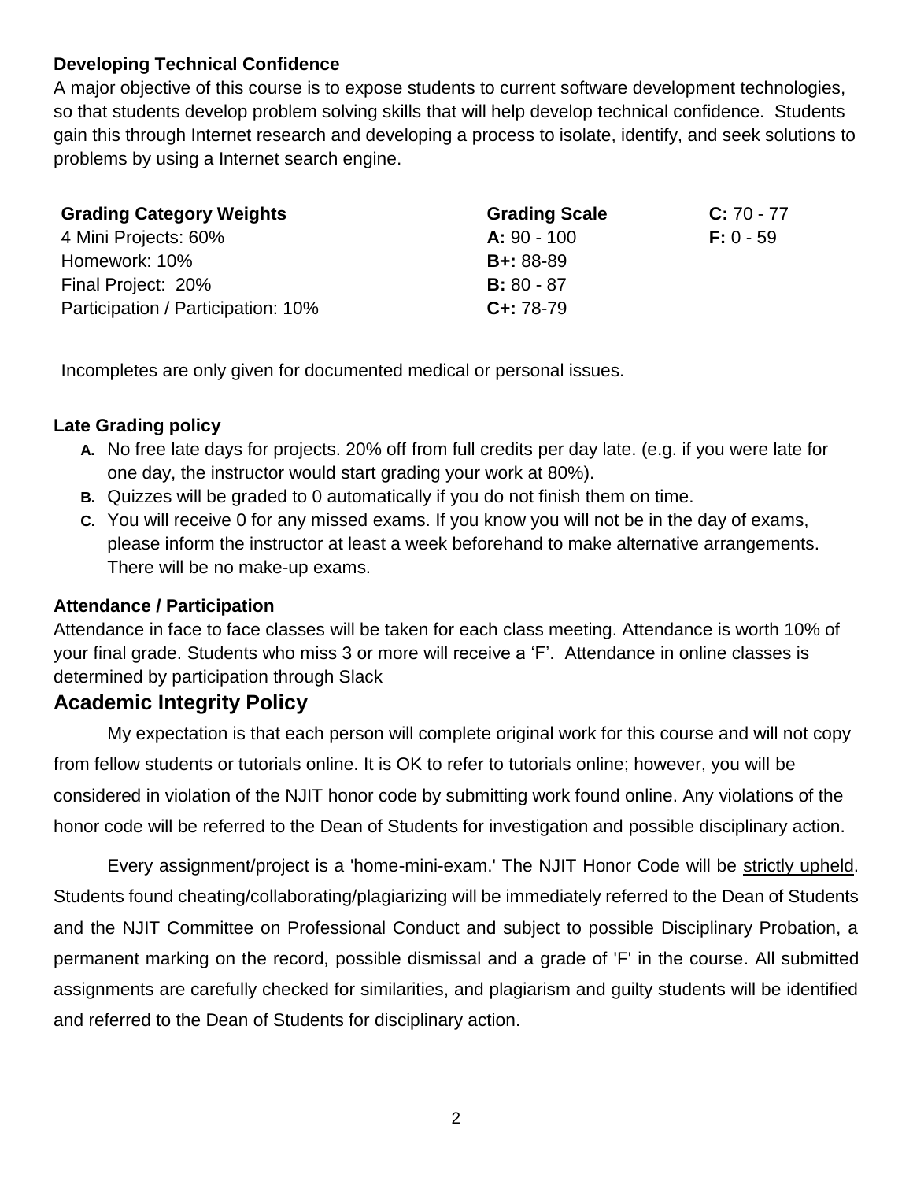### Developing Technical Confidence

A major objective of this course is to expose students to current software development technologies, so that students develop problem solving skills that will help develop technical confidence. Students gain this through Internet research and developing a process to isolate, identify, and seek solutions to problems by using a Internet search engine.

| Grading Category Weights | Grading Scale | |
|---|---|---|
| 4 Mini Projects: 60% | **A:** 90 - 100 | **C:** 70 - 77 |
| Homework: 10% | **B+:** 88-89 | **F:** 0 - 59 |
| Final Project: 20% | **B:** 80 - 87 | |
| Participation / Participation: 10% | **C+:** 78-79 | |

Incompletes are only given for documented medical or personal issues.

### Late Grading policy

- **A.** No free late days for projects. 20% off from full credits per day late. (e.g. if you were late for one day, the instructor would start grading your work at 80%).
- **B.** Quizzes will be graded to 0 automatically if you do not finish them on time.
- **C.** You will receive 0 for any missed exams. If you know you will not be in the day of exams, please inform the instructor at least a week beforehand to make alternative arrangements. There will be no make-up exams.

### Attendance / Participation

Attendance in face to face classes will be taken for each class meeting. Attendance is worth 10% of your final grade. Students who miss 3 or more will receive a 'F'. Attendance in online classes is determined by participation through Slack

## Academic Integrity Policy

My expectation is that each person will complete original work for this course and will not copy from fellow students or tutorials online. It is OK to refer to tutorials online; however, you will be considered in violation of the NJIT honor code by submitting work found online. Any violations of the honor code will be referred to the Dean of Students for investigation and possible disciplinary action.

Every assignment/project is a 'home-mini-exam.' The NJIT Honor Code will be strictly upheld. Students found cheating/collaborating/plagiarizing will be immediately referred to the Dean of Students and the NJIT Committee on Professional Conduct and subject to possible Disciplinary Probation, a permanent marking on the record, possible dismissal and a grade of 'F' in the course. All submitted assignments are carefully checked for similarities, and plagiarism and guilty students will be identified and referred to the Dean of Students for disciplinary action.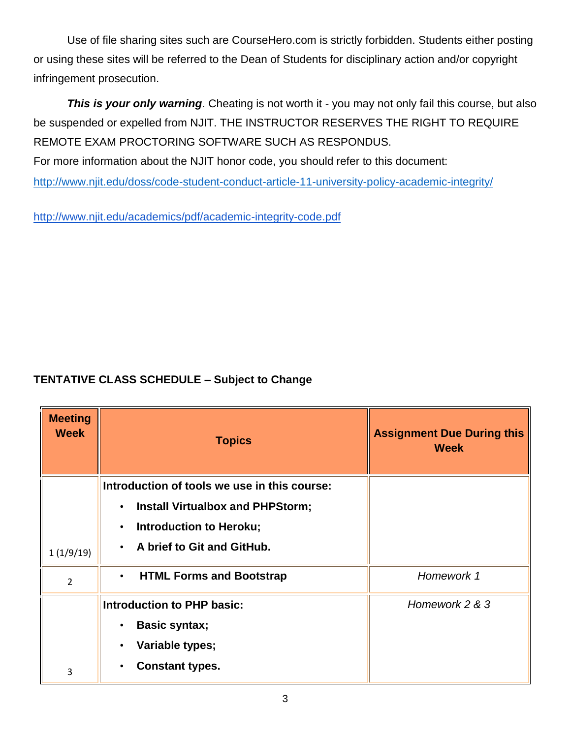Use of file sharing sites such are CourseHero.com is strictly forbidden. Students either posting or using these sites will be referred to the Dean of Students for disciplinary action and/or copyright infringement prosecution.

***This is your only warning***. Cheating is not worth it - you may not only fail this course, but also be suspended or expelled from NJIT. THE INSTRUCTOR RESERVES THE RIGHT TO REQUIRE REMOTE EXAM PROCTORING SOFTWARE SUCH AS RESPONDUS.

For more information about the NJIT honor code, you should refer to this document:

http://www.njit.edu/doss/code-student-conduct-article-11-university-policy-academic-integrity/

http://www.njit.edu/academics/pdf/academic-integrity-code.pdf

**TENTATIVE CLASS SCHEDULE – Subject to Change**

| Meeting Week | Topics | Assignment Due During this Week |
|---|---|---|
| 1 (1/9/19) | **Introduction of tools we use in this course:**<br>• **Install Virtualbox and PHPStorm;**<br>• **Introduction to Heroku;**<br>• **A brief to Git and GitHub.** | |
| 2 | • **HTML Forms and Bootstrap** | *Homework 1* |
| 3 | **Introduction to PHP basic:**<br>• **Basic syntax;**<br>• **Variable types;**<br>• **Constant types.** | *Homework 2 & 3* |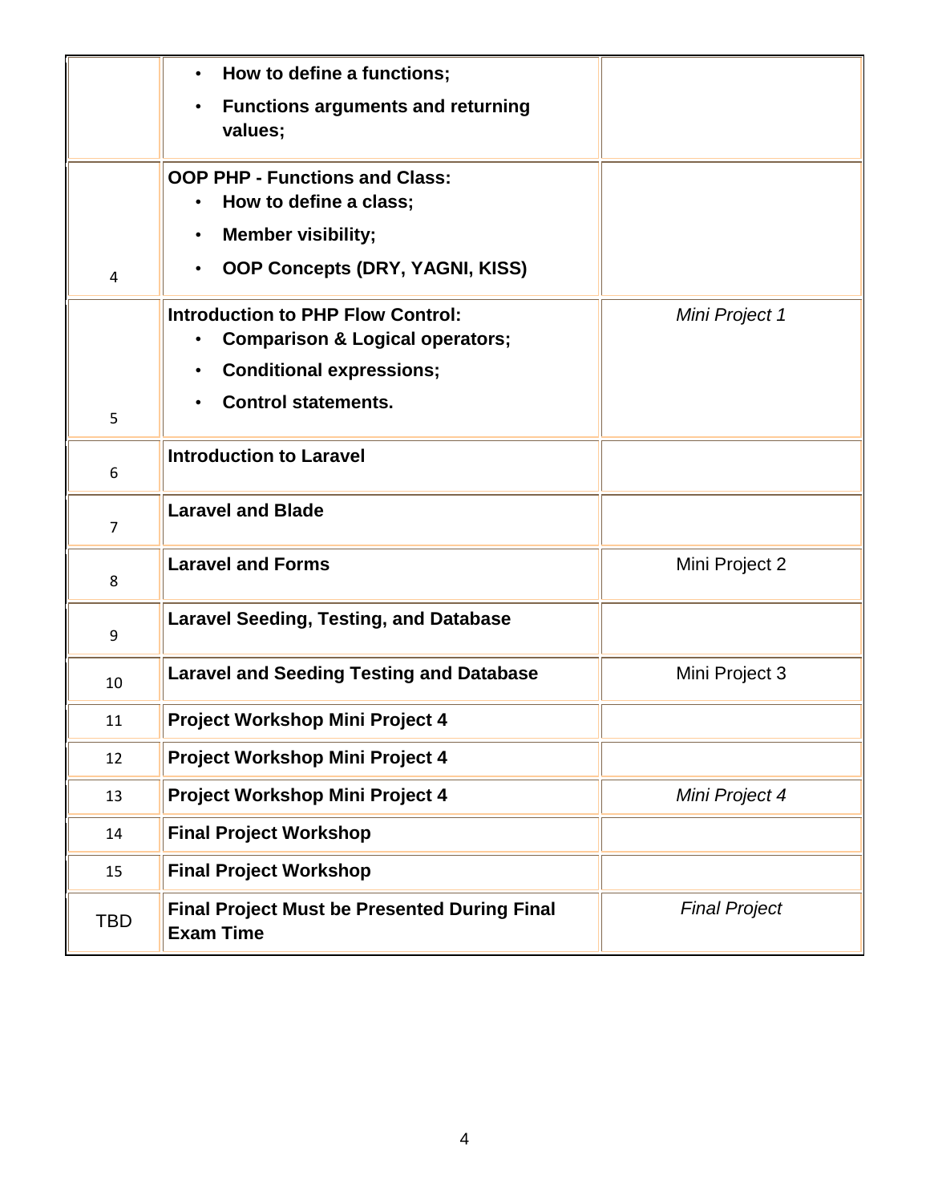| | | |
|---|---|---|
| | • **How to define a functions;**<br>• **Functions arguments and returning values;** | |
| 4 | **OOP PHP - Functions and Class:**<br>• **How to define a class;**<br>• **Member visibility;**<br>• **OOP Concepts (DRY, YAGNI, KISS)** | |
| 5 | **Introduction to PHP Flow Control:**<br>• **Comparison & Logical operators;**<br>• **Conditional expressions;**<br>• **Control statements.** | *Mini Project 1* |
| 6 | **Introduction to Laravel** | |
| 7 | **Laravel and Blade** | |
| 8 | **Laravel and Forms** | Mini Project 2 |
| 9 | **Laravel Seeding, Testing, and Database** | |
| 10 | **Laravel and Seeding Testing and Database** | Mini Project 3 |
| 11 | **Project Workshop Mini Project 4** | |
| 12 | **Project Workshop Mini Project 4** | |
| 13 | **Project Workshop Mini Project 4** | *Mini Project 4* |
| 14 | **Final Project Workshop** | |
| 15 | **Final Project Workshop** | |
| TBD | **Final Project Must be Presented During Final Exam Time** | *Final Project* |